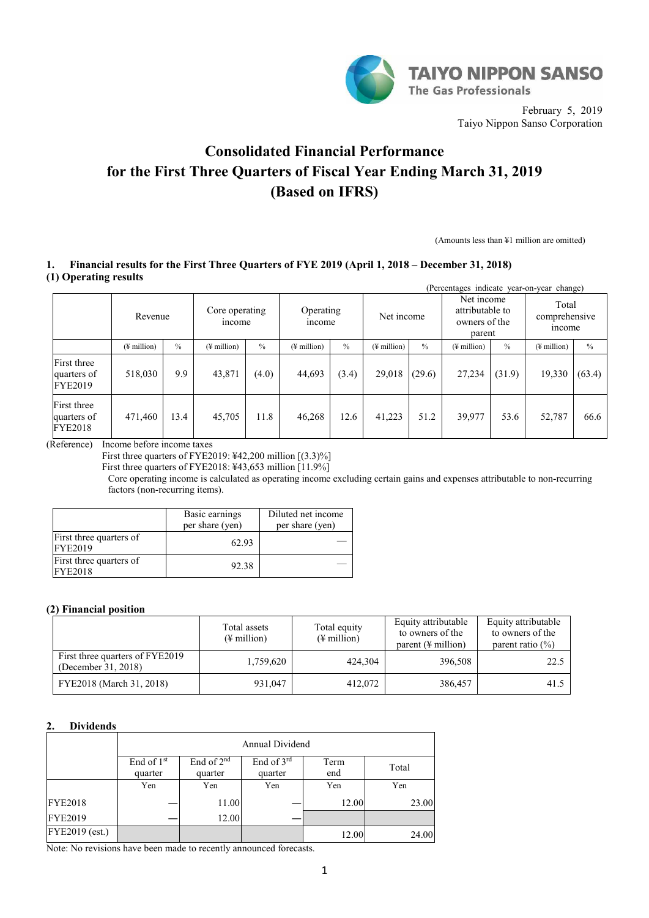TAIYO NIPPON SANSO
The Gas Professionals

February 5, 2019
Taiyo Nippon Sanso Corporation

# Consolidated Financial Performance for the First Three Quarters of Fiscal Year Ending March 31, 2019 (Based on IFRS)

(Amounts less than ¥1 million are omitted)

## 1. Financial results for the First Three Quarters of FYE 2019 (April 1, 2018 – December 31, 2018)

### (1) Operating results

(Percentages indicate year-on-year change)

| | Revenue | | Core operating income | | Operating income | | Net income | | Net income attributable to owners of the parent | | Total comprehensive income | |
|---|---|---|---|---|---|---|---|---|---|---|---|---|
| | (¥ million) | % | (¥ million) | % | (¥ million) | % | (¥ million) | % | (¥ million) | % | (¥ million) | % |
| First three quarters of FYE2019 | 518,030 | 9.9 | 43,871 | (4.0) | 44,693 | (3.4) | 29,018 | (29.6) | 27,234 | (31.9) | 19,330 | (63.4) |
| First three quarters of FYE2018 | 471,460 | 13.4 | 45,705 | 11.8 | 46,268 | 12.6 | 41,223 | 51.2 | 39,977 | 53.6 | 52,787 | 66.6 |

(Reference) Income before income taxes
First three quarters of FYE2019: ¥42,200 million [(3.3)%]
First three quarters of FYE2018: ¥43,653 million [11.9%]
Core operating income is calculated as operating income excluding certain gains and expenses attributable to non-recurring factors (non-recurring items).

| | Basic earnings per share (yen) | Diluted net income per share (yen) |
|---|---|---|
| First three quarters of FYE2019 | 62.93 | — |
| First three quarters of FYE2018 | 92.38 | — |

### (2) Financial position

| | Total assets (¥ million) | Total equity (¥ million) | Equity attributable to owners of the parent (¥ million) | Equity attributable to owners of the parent ratio (%) |
|---|---|---|---|---|
| First three quarters of FYE2019 (December 31, 2018) | 1,759,620 | 424,304 | 396,508 | 22.5 |
| FYE2018 (March 31, 2018) | 931,047 | 412,072 | 386,457 | 41.5 |

## 2. Dividends

| | Annual Dividend | | | | |
|---|---|---|---|---|---|
| | End of 1st quarter | End of 2nd quarter | End of 3rd quarter | Term end | Total |
| | Yen | Yen | Yen | Yen | Yen |
| FYE2018 | — | 11.00 | — | 12.00 | 23.00 |
| FYE2019 | — | 12.00 | — | | |
| FYE2019 (est.) | | | | 12.00 | 24.00 |

Note: No revisions have been made to recently announced forecasts.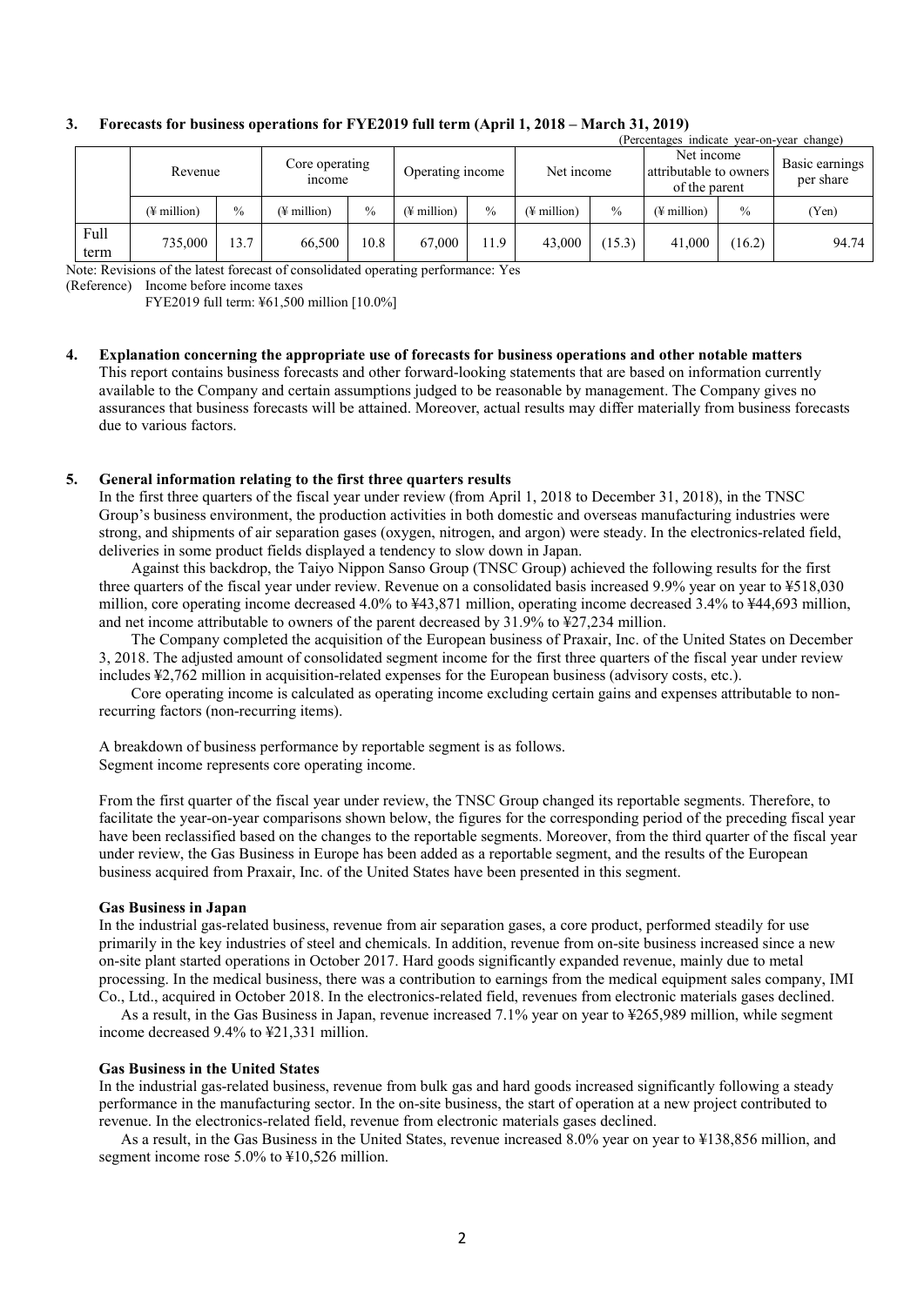### 3. Forecasts for business operations for FYE2019 full term (April 1, 2018 – March 31, 2019)

(Percentages indicate year-on-year change)

| | Revenue | | Core operating income | | Operating income | | Net income | | Net income attributable to owners of the parent | | Basic earnings per share |
|---|---|---|---|---|---|---|---|---|---|---|---|
| | (¥ million) | % | (¥ million) | % | (¥ million) | % | (¥ million) | % | (¥ million) | % | (Yen) |
| Full term | 735,000 | 13.7 | 66,500 | 10.8 | 67,000 | 11.9 | 43,000 | (15.3) | 41,000 | (16.2) | 94.74 |

Note: Revisions of the latest forecast of consolidated operating performance: Yes

(Reference) Income before income taxes

FYE2019 full term: ¥61,500 million [10.0%]

### 4. Explanation concerning the appropriate use of forecasts for business operations and other notable matters

This report contains business forecasts and other forward-looking statements that are based on information currently available to the Company and certain assumptions judged to be reasonable by management. The Company gives no assurances that business forecasts will be attained. Moreover, actual results may differ materially from business forecasts due to various factors.

### 5. General information relating to the first three quarters results

In the first three quarters of the fiscal year under review (from April 1, 2018 to December 31, 2018), in the TNSC Group's business environment, the production activities in both domestic and overseas manufacturing industries were strong, and shipments of air separation gases (oxygen, nitrogen, and argon) were steady. In the electronics-related field, deliveries in some product fields displayed a tendency to slow down in Japan.

Against this backdrop, the Taiyo Nippon Sanso Group (TNSC Group) achieved the following results for the first three quarters of the fiscal year under review. Revenue on a consolidated basis increased 9.9% year on year to ¥518,030 million, core operating income decreased 4.0% to ¥43,871 million, operating income decreased 3.4% to ¥44,693 million, and net income attributable to owners of the parent decreased by 31.9% to ¥27,234 million.

The Company completed the acquisition of the European business of Praxair, Inc. of the United States on December 3, 2018. The adjusted amount of consolidated segment income for the first three quarters of the fiscal year under review includes ¥2,762 million in acquisition-related expenses for the European business (advisory costs, etc.).

Core operating income is calculated as operating income excluding certain gains and expenses attributable to non-recurring factors (non-recurring items).

A breakdown of business performance by reportable segment is as follows.
Segment income represents core operating income.

From the first quarter of the fiscal year under review, the TNSC Group changed its reportable segments. Therefore, to facilitate the year-on-year comparisons shown below, the figures for the corresponding period of the preceding fiscal year have been reclassified based on the changes to the reportable segments. Moreover, from the third quarter of the fiscal year under review, the Gas Business in Europe has been added as a reportable segment, and the results of the European business acquired from Praxair, Inc. of the United States have been presented in this segment.

#### Gas Business in Japan

In the industrial gas-related business, revenue from air separation gases, a core product, performed steadily for use primarily in the key industries of steel and chemicals. In addition, revenue from on-site business increased since a new on-site plant started operations in October 2017. Hard goods significantly expanded revenue, mainly due to metal processing. In the medical business, there was a contribution to earnings from the medical equipment sales company, IMI Co., Ltd., acquired in October 2018. In the electronics-related field, revenues from electronic materials gases declined.

As a result, in the Gas Business in Japan, revenue increased 7.1% year on year to ¥265,989 million, while segment income decreased 9.4% to ¥21,331 million.

#### Gas Business in the United States

In the industrial gas-related business, revenue from bulk gas and hard goods increased significantly following a steady performance in the manufacturing sector. In the on-site business, the start of operation at a new project contributed to revenue. In the electronics-related field, revenue from electronic materials gases declined.

As a result, in the Gas Business in the United States, revenue increased 8.0% year on year to ¥138,856 million, and segment income rose 5.0% to ¥10,526 million.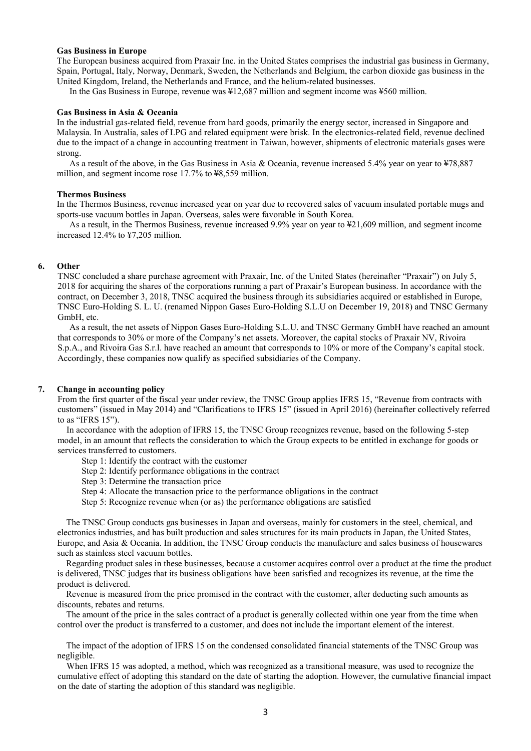**Gas Business in Europe**

The European business acquired from Praxair Inc. in the United States comprises the industrial gas business in Germany, Spain, Portugal, Italy, Norway, Denmark, Sweden, the Netherlands and Belgium, the carbon dioxide gas business in the United Kingdom, Ireland, the Netherlands and France, and the helium-related businesses.

In the Gas Business in Europe, revenue was ¥12,687 million and segment income was ¥560 million.

**Gas Business in Asia & Oceania**

In the industrial gas-related field, revenue from hard goods, primarily the energy sector, increased in Singapore and Malaysia. In Australia, sales of LPG and related equipment were brisk. In the electronics-related field, revenue declined due to the impact of a change in accounting treatment in Taiwan, however, shipments of electronic materials gases were strong.

As a result of the above, in the Gas Business in Asia & Oceania, revenue increased 5.4% year on year to ¥78,887 million, and segment income rose 17.7% to ¥8,559 million.

**Thermos Business**

In the Thermos Business, revenue increased year on year due to recovered sales of vacuum insulated portable mugs and sports-use vacuum bottles in Japan. Overseas, sales were favorable in South Korea.

As a result, in the Thermos Business, revenue increased 9.9% year on year to ¥21,609 million, and segment income increased 12.4% to ¥7,205 million.

## 6. Other

TNSC concluded a share purchase agreement with Praxair, Inc. of the United States (hereinafter "Praxair") on July 5, 2018 for acquiring the shares of the corporations running a part of Praxair's European business. In accordance with the contract, on December 3, 2018, TNSC acquired the business through its subsidiaries acquired or established in Europe, TNSC Euro-Holding S. L. U. (renamed Nippon Gases Euro-Holding S.L.U on December 19, 2018) and TNSC Germany GmbH, etc.

As a result, the net assets of Nippon Gases Euro-Holding S.L.U. and TNSC Germany GmbH have reached an amount that corresponds to 30% or more of the Company's net assets. Moreover, the capital stocks of Praxair NV, Rivoira S.p.A., and Rivoira Gas S.r.l. have reached an amount that corresponds to 10% or more of the Company's capital stock. Accordingly, these companies now qualify as specified subsidiaries of the Company.

## 7. Change in accounting policy

From the first quarter of the fiscal year under review, the TNSC Group applies IFRS 15, "Revenue from contracts with customers" (issued in May 2014) and "Clarifications to IFRS 15" (issued in April 2016) (hereinafter collectively referred to as "IFRS 15").

In accordance with the adoption of IFRS 15, the TNSC Group recognizes revenue, based on the following 5-step model, in an amount that reflects the consideration to which the Group expects to be entitled in exchange for goods or services transferred to customers.

Step 1: Identify the contract with the customer
Step 2: Identify performance obligations in the contract
Step 3: Determine the transaction price
Step 4: Allocate the transaction price to the performance obligations in the contract
Step 5: Recognize revenue when (or as) the performance obligations are satisfied

The TNSC Group conducts gas businesses in Japan and overseas, mainly for customers in the steel, chemical, and electronics industries, and has built production and sales structures for its main products in Japan, the United States, Europe, and Asia & Oceania. In addition, the TNSC Group conducts the manufacture and sales business of housewares such as stainless steel vacuum bottles.

Regarding product sales in these businesses, because a customer acquires control over a product at the time the product is delivered, TNSC judges that its business obligations have been satisfied and recognizes its revenue, at the time the product is delivered.

Revenue is measured from the price promised in the contract with the customer, after deducting such amounts as discounts, rebates and returns.

The amount of the price in the sales contract of a product is generally collected within one year from the time when control over the product is transferred to a customer, and does not include the important element of the interest.

The impact of the adoption of IFRS 15 on the condensed consolidated financial statements of the TNSC Group was negligible.

When IFRS 15 was adopted, a method, which was recognized as a transitional measure, was used to recognize the cumulative effect of adopting this standard on the date of starting the adoption. However, the cumulative financial impact on the date of starting the adoption of this standard was negligible.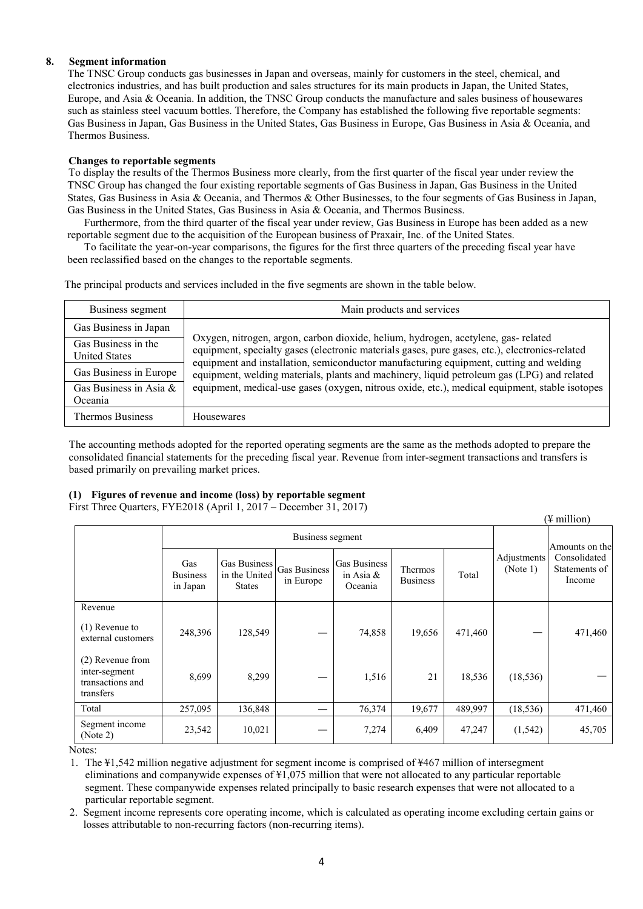## 8. Segment information

The TNSC Group conducts gas businesses in Japan and overseas, mainly for customers in the steel, chemical, and electronics industries, and has built production and sales structures for its main products in Japan, the United States, Europe, and Asia & Oceania. In addition, the TNSC Group conducts the manufacture and sales business of housewares such as stainless steel vacuum bottles. Therefore, the Company has established the following five reportable segments: Gas Business in Japan, Gas Business in the United States, Gas Business in Europe, Gas Business in Asia & Oceania, and Thermos Business.

### Changes to reportable segments

To display the results of the Thermos Business more clearly, from the first quarter of the fiscal year under review the TNSC Group has changed the four existing reportable segments of Gas Business in Japan, Gas Business in the United States, Gas Business in Asia & Oceania, and Thermos & Other Businesses, to the four segments of Gas Business in Japan, Gas Business in the United States, Gas Business in Asia & Oceania, and Thermos Business.

Furthermore, from the third quarter of the fiscal year under review, Gas Business in Europe has been added as a new reportable segment due to the acquisition of the European business of Praxair, Inc. of the United States.

To facilitate the year-on-year comparisons, the figures for the first three quarters of the preceding fiscal year have been reclassified based on the changes to the reportable segments.

The principal products and services included in the five segments are shown in the table below.

| Business segment | Main products and services |
|---|---|
| Gas Business in Japan | Oxygen, nitrogen, argon, carbon dioxide, helium, hydrogen, acetylene, gas- related equipment, specialty gases (electronic materials gases, pure gases, etc.), electronics-related equipment and installation, semiconductor manufacturing equipment, cutting and welding equipment, welding materials, plants and machinery, liquid petroleum gas (LPG) and related equipment, medical-use gases (oxygen, nitrous oxide, etc.), medical equipment, stable isotopes |
| Gas Business in the United States | |
| Gas Business in Europe | |
| Gas Business in Asia & Oceania | |
| Thermos Business | Housewares |

The accounting methods adopted for the reported operating segments are the same as the methods adopted to prepare the consolidated financial statements for the preceding fiscal year. Revenue from inter-segment transactions and transfers is based primarily on prevailing market prices.

### (1) Figures of revenue and income (loss) by reportable segment

First Three Quarters, FYE2018 (April 1, 2017 – December 31, 2017)

(¥ million)

| | Business segment | | | | | | Adjustments (Note 1) | Amounts on the Consolidated Statements of Income |
|---|---|---|---|---|---|---|---|---|
| | Gas Business in Japan | Gas Business in the United States | Gas Business in Europe | Gas Business in Asia & Oceania | Thermos Business | Total | | |
| Revenue | | | | | | | | |
| (1) Revenue to external customers | 248,396 | 128,549 | — | 74,858 | 19,656 | 471,460 | — | 471,460 |
| (2) Revenue from inter-segment transactions and transfers | 8,699 | 8,299 | — | 1,516 | 21 | 18,536 | (18,536) | — |
| Total | 257,095 | 136,848 | — | 76,374 | 19,677 | 489,997 | (18,536) | 471,460 |
| Segment income (Note 2) | 23,542 | 10,021 | — | 7,274 | 6,409 | 47,247 | (1,542) | 45,705 |

Notes:

1. The ¥1,542 million negative adjustment for segment income is comprised of ¥467 million of intersegment eliminations and companywide expenses of ¥1,075 million that were not allocated to any particular reportable segment. These companywide expenses related principally to basic research expenses that were not allocated to a particular reportable segment.
2. Segment income represents core operating income, which is calculated as operating income excluding certain gains or losses attributable to non-recurring factors (non-recurring items).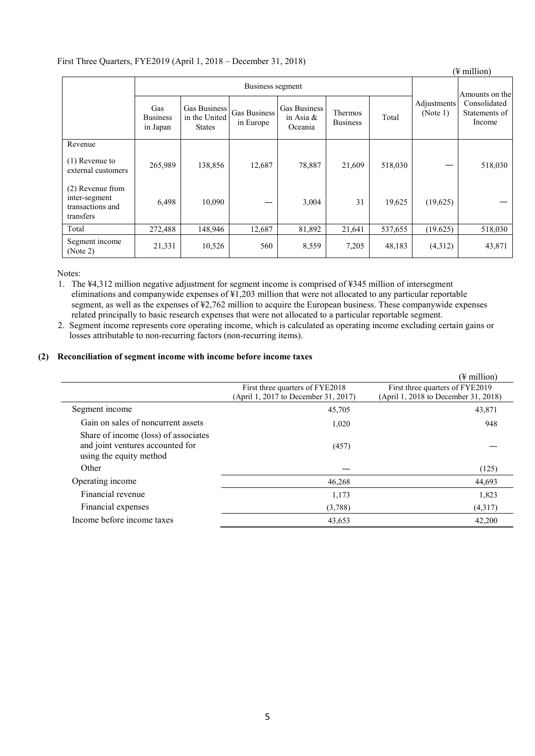First Three Quarters, FYE2019 (April 1, 2018 – December 31, 2018)

(¥ million)

| | Business segment | | | | | | Adjustments (Note 1) | Amounts on the Consolidated Statements of Income |
|---|---|---|---|---|---|---|---|---|
| | Gas Business in Japan | Gas Business in the United States | Gas Business in Europe | Gas Business in Asia & Oceania | Thermos Business | Total | | |
| Revenue | | | | | | | | |
| (1) Revenue to external customers | 265,989 | 138,856 | 12,687 | 78,887 | 21,609 | 518,030 | — | 518,030 |
| (2) Revenue from inter-segment transactions and transfers | 6,498 | 10,090 | — | 3,004 | 31 | 19,625 | (19,625) | — |
| Total | 272,488 | 148,946 | 12,687 | 81,892 | 21,641 | 537,655 | (19.625) | 518,030 |
| Segment income (Note 2) | 21,331 | 10,526 | 560 | 8,559 | 7,205 | 48,183 | (4,312) | 43,871 |

Notes:

1. The ¥4,312 million negative adjustment for segment income is comprised of ¥345 million of intersegment eliminations and companywide expenses of ¥1,203 million that were not allocated to any particular reportable segment, as well as the expenses of ¥2,762 million to acquire the European business. These companywide expenses related principally to basic research expenses that were not allocated to a particular reportable segment.
2. Segment income represents core operating income, which is calculated as operating income excluding certain gains or losses attributable to non-recurring factors (non-recurring items).

**(2) Reconciliation of segment income with income before income taxes**

(¥ million)

| | First three quarters of FYE2018 (April 1, 2017 to December 31, 2017) | First three quarters of FYE2019 (April 1, 2018 to December 31, 2018) |
|---|---|---|
| Segment income | 45,705 | 43,871 |
| Gain on sales of noncurrent assets | 1,020 | 948 |
| Share of income (loss) of associates and joint ventures accounted for using the equity method | (457) | — |
| Other | — | (125) |
| Operating income | 46,268 | 44,693 |
| Financial revenue | 1,173 | 1,823 |
| Financial expenses | (3,788) | (4,317) |
| Income before income taxes | 43,653 | 42,200 |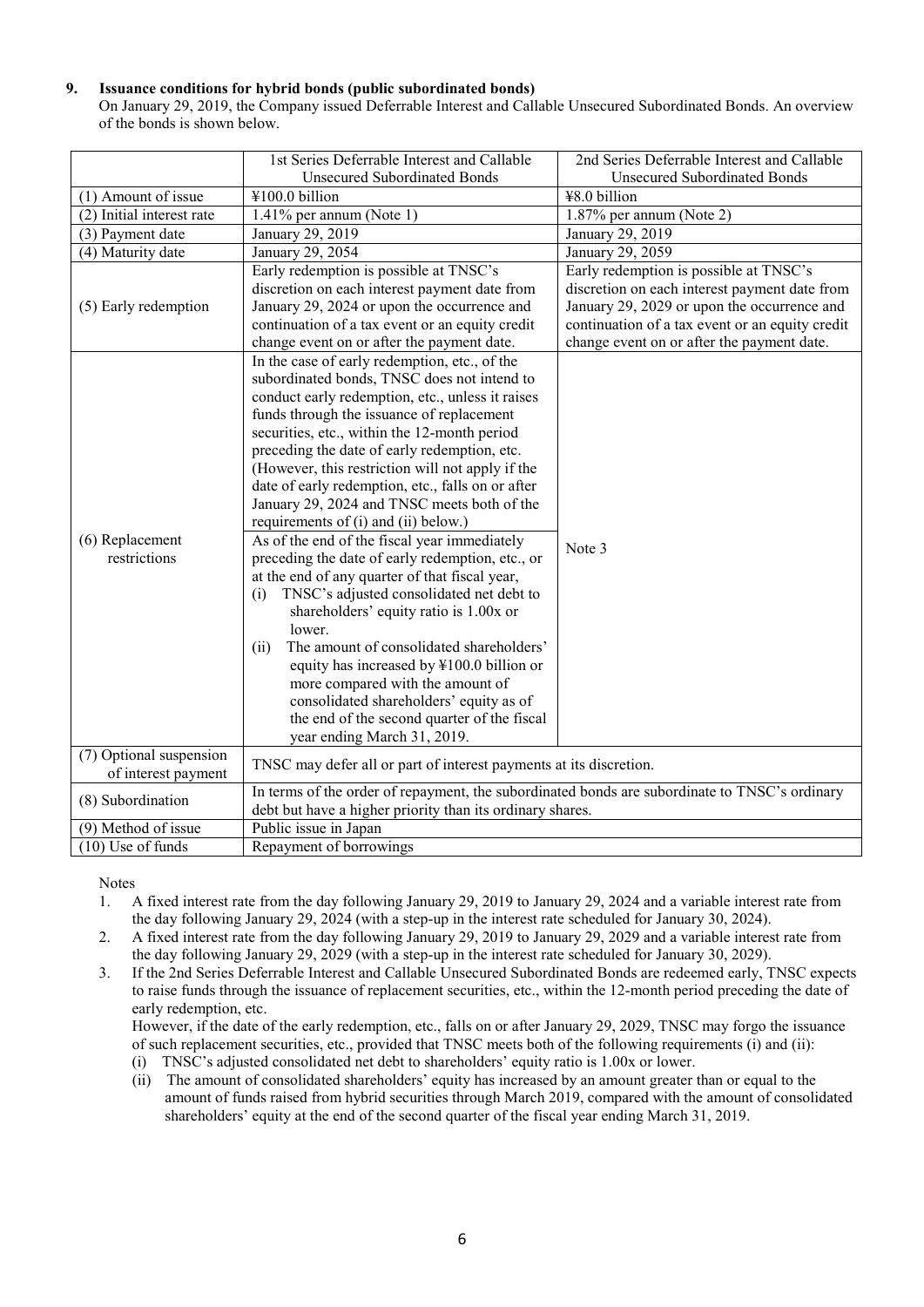## 9. Issuance conditions for hybrid bonds (public subordinated bonds)

On January 29, 2019, the Company issued Deferrable Interest and Callable Unsecured Subordinated Bonds. An overview of the bonds is shown below.

| | 1st Series Deferrable Interest and Callable Unsecured Subordinated Bonds | 2nd Series Deferrable Interest and Callable Unsecured Subordinated Bonds |
|---|---|---|
| (1) Amount of issue | ¥100.0 billion | ¥8.0 billion |
| (2) Initial interest rate | 1.41% per annum (Note 1) | 1.87% per annum (Note 2) |
| (3) Payment date | January 29, 2019 | January 29, 2019 |
| (4) Maturity date | January 29, 2054 | January 29, 2059 |
| (5) Early redemption | Early redemption is possible at TNSC's discretion on each interest payment date from January 29, 2024 or upon the occurrence and continuation of a tax event or an equity credit change event on or after the payment date. | Early redemption is possible at TNSC's discretion on each interest payment date from January 29, 2029 or upon the occurrence and continuation of a tax event or an equity credit change event on or after the payment date. |
| (6) Replacement restrictions | In the case of early redemption, etc., of the subordinated bonds, TNSC does not intend to conduct early redemption, etc., unless it raises funds through the issuance of replacement securities, etc., within the 12-month period preceding the date of early redemption, etc. (However, this restriction will not apply if the date of early redemption, etc., falls on or after January 29, 2024 and TNSC meets both of the requirements of (i) and (ii) below.)<br>As of the end of the fiscal year immediately preceding the date of early redemption, etc., or at the end of any quarter of that fiscal year,<br>(i) TNSC's adjusted consolidated net debt to shareholders' equity ratio is 1.00x or lower.<br>(ii) The amount of consolidated shareholders' equity has increased by ¥100.0 billion or more compared with the amount of consolidated shareholders' equity as of the end of the second quarter of the fiscal year ending March 31, 2019. | Note 3 |
| (7) Optional suspension of interest payment | TNSC may defer all or part of interest payments at its discretion. | |
| (8) Subordination | In terms of the order of repayment, the subordinated bonds are subordinate to TNSC's ordinary debt but have a higher priority than its ordinary shares. | |
| (9) Method of issue | Public issue in Japan | |
| (10) Use of funds | Repayment of borrowings | |

Notes

1. A fixed interest rate from the day following January 29, 2019 to January 29, 2024 and a variable interest rate from the day following January 29, 2024 (with a step-up in the interest rate scheduled for January 30, 2024).
2. A fixed interest rate from the day following January 29, 2019 to January 29, 2029 and a variable interest rate from the day following January 29, 2029 (with a step-up in the interest rate scheduled for January 30, 2029).
3. If the 2nd Series Deferrable Interest and Callable Unsecured Subordinated Bonds are redeemed early, TNSC expects to raise funds through the issuance of replacement securities, etc., within the 12-month period preceding the date of early redemption, etc.
   However, if the date of the early redemption, etc., falls on or after January 29, 2029, TNSC may forgo the issuance of such replacement securities, etc., provided that TNSC meets both of the following requirements (i) and (ii):
   (i) TNSC's adjusted consolidated net debt to shareholders' equity ratio is 1.00x or lower.
   (ii) The amount of consolidated shareholders' equity has increased by an amount greater than or equal to the amount of funds raised from hybrid securities through March 2019, compared with the amount of consolidated shareholders' equity at the end of the second quarter of the fiscal year ending March 31, 2019.